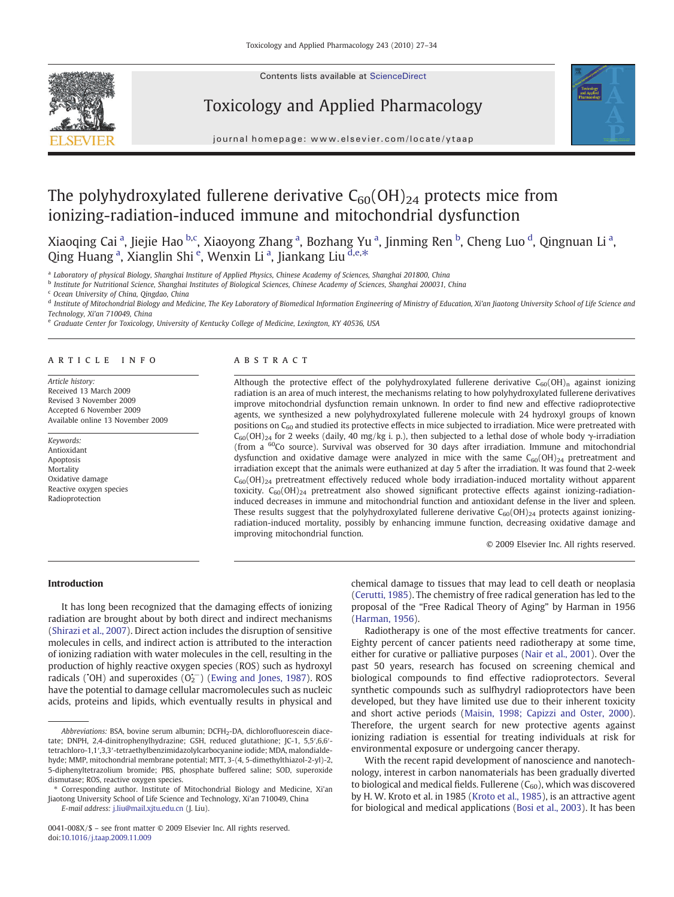# The polyhydroxylated fullerene derivative $C_{60}(OH)_{24}$ protects mice from ionizing-radiation-induced immune and mitochondrial dysfunction

Xiaoqing Cai [a], Jiejie Hao [b,c], Xiaoyong Zhang [a], Bozhang Yu [a], Jinming Ren [b], Cheng Luo [d], Qingnuan Li [a], Qing Huang [a], Xianglin Shi [e], Wenxin Li [a], Jiankang Liu [d,e,*]

[a] Laboratory of physical Biology, Shanghai Institute of Applied Physics, Chinese Academy of Sciences, Shanghai 201800, China

[b] Institute for Nutritional Science, Shanghai Institutes of Biological Sciences, Chinese Academy of Sciences, Shanghai 200031, China

[c] Ocean University of China, Qingdao, China

[d] Institute of Mitochondrial Biology and Medicine, The Key Laboratory of Biomedical Information Engineering of Ministry of Education, Xi'an Jiaotong University School of Life Science and Technology, Xi'an 710049, China

[e] Graduate Center for Toxicology, University of Kentucky College of Medicine, Lexington, KY 40536, USA

## ARTICLE INFO

*Article history:*
Received 13 March 2009
Revised 3 November 2009
Accepted 6 November 2009
Available online 13 November 2009

*Keywords:*
Antioxidant
Apoptosis
Mortality
Oxidative damage
Reactive oxygen species
Radioprotection

## ABSTRACT

Although the protective effect of the polyhydroxylated fullerene derivative $C_{60}(OH)_n$ against ionizing radiation is an area of much interest, the mechanisms relating to how polyhydroxylated fullerene derivatives improve mitochondrial dysfunction remain unknown. In order to find new and effective radioprotective agents, we synthesized a new polyhydroxylated fullerene molecule with 24 hydroxyl groups of known positions on $C_{60}$ and studied its protective effects in mice subjected to irradiation. Mice were pretreated with $C_{60}(OH)_{24}$ for 2 weeks (daily, 40 mg/kg i. p.), then subjected to a lethal dose of whole body γ-irradiation (from a $^{60}$Co source). Survival was observed for 30 days after irradiation. Immune and mitochondrial dysfunction and oxidative damage were analyzed in mice with the same $C_{60}(OH)_{24}$ pretreatment and irradiation except that the animals were euthanized at day 5 after the irradiation. It was found that 2-week $C_{60}(OH)_{24}$ pretreatment effectively reduced whole body irradiation-induced mortality without apparent toxicity. $C_{60}(OH)_{24}$ pretreatment also showed significant protective effects against ionizing-radiation-induced decreases in immune and mitochondrial function and antioxidant defense in the liver and spleen. These results suggest that the polyhydroxylated fullerene derivative $C_{60}(OH)_{24}$ protects against ionizing-radiation-induced mortality, possibly by enhancing immune function, decreasing oxidative damage and improving mitochondrial function.

© 2009 Elsevier Inc. All rights reserved.

## Introduction

It has long been recognized that the damaging effects of ionizing radiation are brought about by both direct and indirect mechanisms (Shirazi et al., 2007). Direct action includes the disruption of sensitive molecules in cells, and indirect action is attributed to the interaction of ionizing radiation with water molecules in the cell, resulting in the production of highly reactive oxygen species (ROS) such as hydroxyl radicals ($^{\bullet}OH$) and superoxides ($O_2^{\bullet -}$) (Ewing and Jones, 1987). ROS have the potential to damage cellular macromolecules such as nucleic acids, proteins and lipids, which eventually results in physical and chemical damage to tissues that may lead to cell death or neoplasia (Cerutti, 1985). The chemistry of free radical generation has led to the proposal of the "Free Radical Theory of Aging" by Harman in 1956 (Harman, 1956).

Radiotherapy is one of the most effective treatments for cancer. Eighty percent of cancer patients need radiotherapy at some time, either for curative or palliative purposes (Nair et al., 2001). Over the past 50 years, research has focused on screening chemical and biological compounds to find effective radioprotectors. Several synthetic compounds such as sulfhydryl radioprotectors have been developed, but they have limited use due to their inherent toxicity and short active periods (Maisin, 1998; Capizzi and Oster, 2000). Therefore, the urgent search for new protective agents against ionizing radiation is essential for treating individuals at risk for environmental exposure or undergoing cancer therapy.

With the recent rapid development of nanoscience and nanotechnology, interest in carbon nanomaterials has been gradually diverted to biological and medical fields. Fullerene ($C_{60}$), which was discovered by H. W. Kroto et al. in 1985 (Kroto et al., 1985), is an attractive agent for biological and medical applications (Bosi et al., 2003). It has been

---

*Abbreviations:* BSA, bovine serum albumin; DCFH$_2$-DA, dichlorofluorescein diacetate; DNPH, 2,4-dinitrophenylhydrazine; GSH, reduced glutathione; JC-1, 5,5′,6,6′-tetrachloro-1,1′,3,3′-tetraethylbenzimidazolylcarbocyanine iodide; MDA, malondialdehyde; MMP, mitochondrial membrane potential; MTT, 3-(4, 5-dimethylthiazol-2-yl)-2, 5-diphenyltetrazolium bromide; PBS, phosphate buffered saline; SOD, superoxide dismutase; ROS, reactive oxygen species.

* Corresponding author. Institute of Mitochondrial Biology and Medicine, Xi'an Jiaotong University School of Life Science and Technology, Xi'an 710049, China

*E-mail address:* j.liu@mail.xjtu.edu.cn (J. Liu).

0041-008X/$ – see front matter © 2009 Elsevier Inc. All rights reserved.
doi:10.1016/j.taap.2009.11.009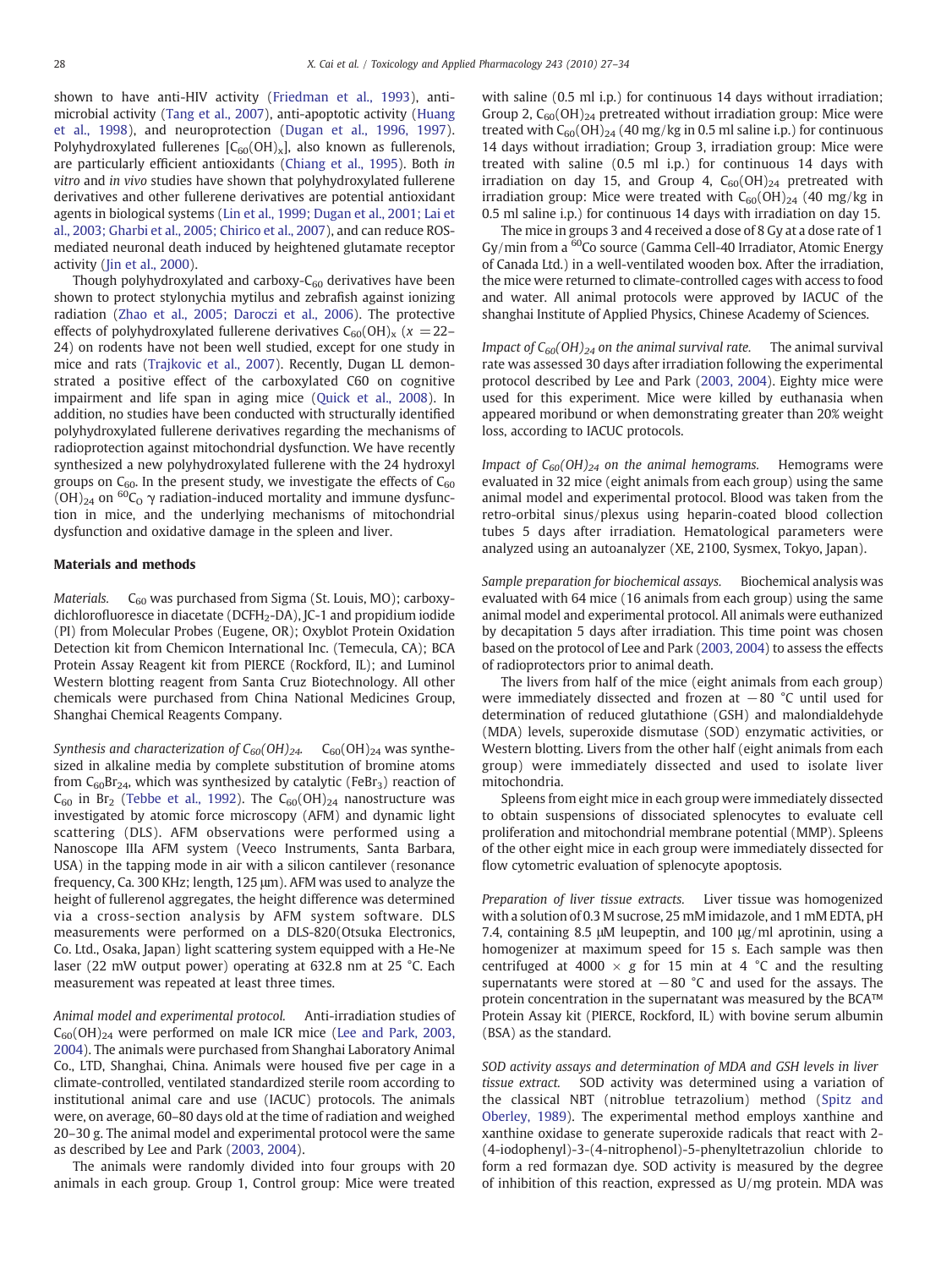shown to have anti-HIV activity (Friedman et al., 1993), antimicrobial activity (Tang et al., 2007), anti-apoptotic activity (Huang et al., 1998), and neuroprotection (Dugan et al., 1996, 1997). Polyhydroxylated fullerenes [$C_{60}(OH)_x$], also known as fullerenols, are particularly efficient antioxidants (Chiang et al., 1995). Both *in vitro* and *in vivo* studies have shown that polyhydroxylated fullerene derivatives and other fullerene derivatives are potential antioxidant agents in biological systems (Lin et al., 1999; Dugan et al., 2001; Lai et al., 2003; Gharbi et al., 2005; Chirico et al., 2007), and can reduce ROS-mediated neuronal death induced by heightened glutamate receptor activity (Jin et al., 2000).

Though polyhydroxylated and carboxy-$C_{60}$ derivatives have been shown to protect stylonychia mytilus and zebrafish against ionizing radiation (Zhao et al., 2005; Daroczi et al., 2006). The protective effects of polyhydroxylated fullerene derivatives $C_{60}(OH)_x$ ($x$ = 22–24) on rodents have not been well studied, except for one study in mice and rats (Trajkovic et al., 2007). Recently, Dugan LL demonstrated a positive effect of the carboxylated C60 on cognitive impairment and life span in aging mice (Quick et al., 2008). In addition, no studies have been conducted with structurally identified polyhydroxylated fullerene derivatives regarding the mechanisms of radioprotection against mitochondrial dysfunction. We have recently synthesized a new polyhydroxylated fullerene with the 24 hydroxyl groups on $C_{60}$. In the present study, we investigate the effects of $C_{60}(OH)_{24}$ on $^{60}C_O$ γ radiation-induced mortality and immune dysfunction in mice, and the underlying mechanisms of mitochondrial dysfunction and oxidative damage in the spleen and liver.

## Materials and methods

*Materials.* $C_{60}$ was purchased from Sigma (St. Louis, MO); carboxy-dichlorofluoresce in diacetate ($DCFH_2$-DA), JC-1 and propidium iodide (PI) from Molecular Probes (Eugene, OR); Oxyblot Protein Oxidation Detection kit from Chemicon International Inc. (Temecula, CA); BCA Protein Assay Reagent kit from PIERCE (Rockford, IL); and Luminol Western blotting reagent from Santa Cruz Biotechnology. All other chemicals were purchased from China National Medicines Group, Shanghai Chemical Reagents Company.

*Synthesis and characterization of $C_{60}(OH)_{24}$.* $C_{60}(OH)_{24}$ was synthesized in alkaline media by complete substitution of bromine atoms from $C_{60}Br_{24}$, which was synthesized by catalytic ($FeBr_3$) reaction of $C_{60}$ in $Br_2$ (Tebbe et al., 1992). The $C_{60}(OH)_{24}$ nanostructure was investigated by atomic force microscopy (AFM) and dynamic light scattering (DLS). AFM observations were performed using a Nanoscope IIIa AFM system (Veeco Instruments, Santa Barbara, USA) in the tapping mode in air with a silicon cantilever (resonance frequency, Ca. 300 KHz; length, 125 μm). AFM was used to analyze the height of fullerenol aggregates, the height difference was determined via a cross-section analysis by AFM system software. DLS measurements were performed on a DLS-820(Otsuka Electronics, Co. Ltd., Osaka, Japan) light scattering system equipped with a He-Ne laser (22 mW output power) operating at 632.8 nm at 25 °C. Each measurement was repeated at least three times.

*Animal model and experimental protocol.* Anti-irradiation studies of $C_{60}(OH)_{24}$ were performed on male ICR mice (Lee and Park, 2003, 2004). The animals were purchased from Shanghai Laboratory Animal Co., LTD, Shanghai, China. Animals were housed five per cage in a climate-controlled, ventilated standardized sterile room according to institutional animal care and use (IACUC) protocols. The animals were, on average, 60–80 days old at the time of radiation and weighed 20–30 g. The animal model and experimental protocol were the same as described by Lee and Park (2003, 2004).

The animals were randomly divided into four groups with 20 animals in each group. Group 1, Control group: Mice were treated with saline (0.5 ml i.p.) for continuous 14 days without irradiation; Group 2, $C_{60}(OH)_{24}$ pretreated without irradiation group: Mice were treated with $C_{60}(OH)_{24}$ (40 mg/kg in 0.5 ml saline i.p.) for continuous 14 days without irradiation; Group 3, irradiation group: Mice were treated with saline (0.5 ml i.p.) for continuous 14 days with irradiation on day 15, and Group 4, $C_{60}(OH)_{24}$ pretreated with irradiation group: Mice were treated with $C_{60}(OH)_{24}$ (40 mg/kg in 0.5 ml saline i.p.) for continuous 14 days with irradiation on day 15.

The mice in groups 3 and 4 received a dose of 8 Gy at a dose rate of 1 Gy/min from a $^{60}$Co source (Gamma Cell-40 Irradiator, Atomic Energy of Canada Ltd.) in a well-ventilated wooden box. After the irradiation, the mice were returned to climate-controlled cages with access to food and water. All animal protocols were approved by IACUC of the shanghai Institute of Applied Physics, Chinese Academy of Sciences.

*Impact of $C_{60}(OH)_{24}$ on the animal survival rate.* The animal survival rate was assessed 30 days after irradiation following the experimental protocol described by Lee and Park (2003, 2004). Eighty mice were used for this experiment. Mice were killed by euthanasia when appeared moribund or when demonstrating greater than 20% weight loss, according to IACUC protocols.

*Impact of $C_{60}(OH)_{24}$ on the animal hemograms.* Hemograms were evaluated in 32 mice (eight animals from each group) using the same animal model and experimental protocol. Blood was taken from the retro-orbital sinus/plexus using heparin-coated blood collection tubes 5 days after irradiation. Hematological parameters were analyzed using an autoanalyzer (XE, 2100, Sysmex, Tokyo, Japan).

*Sample preparation for biochemical assays.* Biochemical analysis was evaluated with 64 mice (16 animals from each group) using the same animal model and experimental protocol. All animals were euthanized by decapitation 5 days after irradiation. This time point was chosen based on the protocol of Lee and Park (2003, 2004) to assess the effects of radioprotectors prior to animal death.

The livers from half of the mice (eight animals from each group) were immediately dissected and frozen at −80 °C until used for determination of reduced glutathione (GSH) and malondialdehyde (MDA) levels, superoxide dismutase (SOD) enzymatic activities, or Western blotting. Livers from the other half (eight animals from each group) were immediately dissected and used to isolate liver mitochondria.

Spleens from eight mice in each group were immediately dissected to obtain suspensions of dissociated splenocytes to evaluate cell proliferation and mitochondrial membrane potential (MMP). Spleens of the other eight mice in each group were immediately dissected for flow cytometric evaluation of splenocyte apoptosis.

*Preparation of liver tissue extracts.* Liver tissue was homogenized with a solution of 0.3 M sucrose, 25 mM imidazole, and 1 mM EDTA, pH 7.4, containing 8.5 μM leupeptin, and 100 μg/ml aprotinin, using a homogenizer at maximum speed for 15 s. Each sample was then centrifuged at 4000 × *g* for 15 min at 4 °C and the resulting supernatants were stored at −80 °C and used for the assays. The protein concentration in the supernatant was measured by the BCA™ Protein Assay kit (PIERCE, Rockford, IL) with bovine serum albumin (BSA) as the standard.

*SOD activity assays and determination of MDA and GSH levels in liver tissue extract.* SOD activity was determined using a variation of the classical NBT (nitroblue tetrazolium) method (Spitz and Oberley, 1989). The experimental method employs xanthine and xanthine oxidase to generate superoxide radicals that react with 2-(4-iodophenyl)-3-(4-nitrophenol)-5-phenyltetrazoliun chloride to form a red formazan dye. SOD activity is measured by the degree of inhibition of this reaction, expressed as U/mg protein. MDA was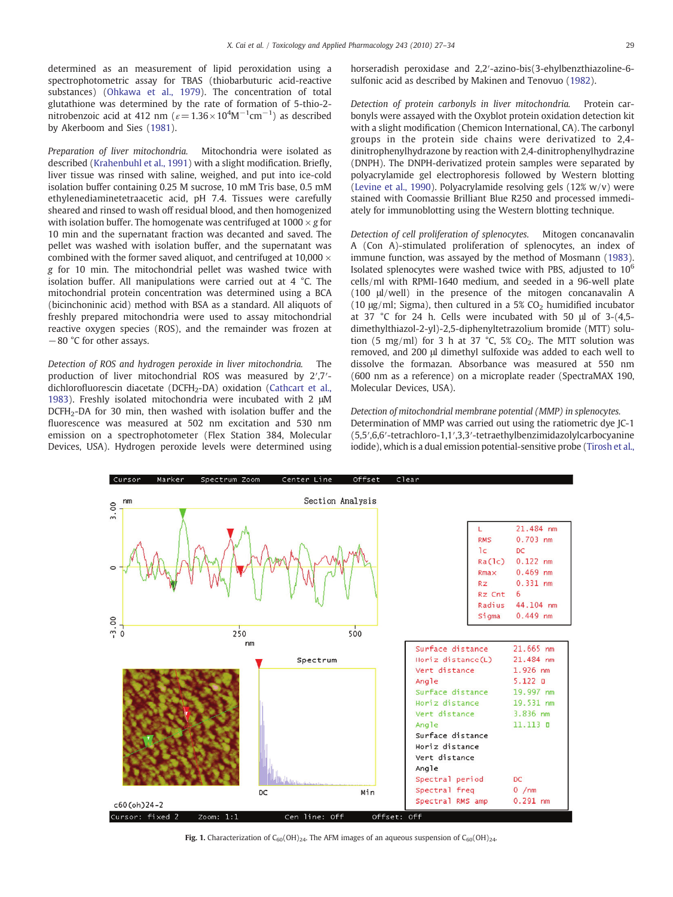determined as an measurement of lipid peroxidation using a spectrophotometric assay for TBAS (thiobarbuturic acid-reactive substances) (Ohkawa et al., 1979). The concentration of total glutathione was determined by the rate of formation of 5-thio-2-nitrobenzoic acid at 412 nm ($\varepsilon = 1.36 \times 10^4 M^{-1} cm^{-1}$) as described by Akerboom and Sies (1981).

*Preparation of liver mitochondria.* Mitochondria were isolated as described (Krahenbuhl et al., 1991) with a slight modification. Briefly, liver tissue was rinsed with saline, weighed, and put into ice-cold isolation buffer containing 0.25 M sucrose, 10 mM Tris base, 0.5 mM ethylenediaminetetraacetic acid, pH 7.4. Tissues were carefully sheared and rinsed to wash off residual blood, and then homogenized with isolation buffer. The homogenate was centrifuged at $1000 \times g$ for 10 min and the supernatant fraction was decanted and saved. The pellet was washed with isolation buffer, and the supernatant was combined with the former saved aliquot, and centrifuged at $10{,}000 \times g$ for 10 min. The mitochondrial pellet was washed twice with isolation buffer. All manipulations were carried out at 4 °C. The mitochondrial protein concentration was determined using a BCA (bicinchoninic acid) method with BSA as a standard. All aliquots of freshly prepared mitochondria were used to assay mitochondrial reactive oxygen species (ROS), and the remainder was frozen at −80 °C for other assays.

*Detection of ROS and hydrogen peroxide in liver mitochondria.* The production of liver mitochondrial ROS was measured by 2′,7′-dichlorofluorescin diacetate ($DCFH_2$-DA) oxidation (Cathcart et al., 1983). Freshly isolated mitochondria were incubated with 2 µM $DCFH_2$-DA for 30 min, then washed with isolation buffer and the fluorescence was measured at 502 nm excitation and 530 nm emission on a spectrophotometer (Flex Station 384, Molecular Devices, USA). Hydrogen peroxide levels were determined using horseradish peroxidase and 2,2′-azino-bis(3-ehylbenzthiazoline-6-sulfonic acid as described by Makinen and Tenovuo (1982).

*Detection of protein carbonyls in liver mitochondria.* Protein carbonyls were assayed with the Oxyblot protein oxidation detection kit with a slight modification (Chemicon International, CA). The carbonyl groups in the protein side chains were derivatized to 2,4-dinitrophenylhydrazone by reaction with 2,4-dinitrophenylhydrazine (DNPH). The DNPH-derivatized protein samples were separated by polyacrylamide gel electrophoresis followed by Western blotting (Levine et al., 1990). Polyacrylamide resolving gels (12% w/v) were stained with Coomassie Brilliant Blue R250 and processed immediately for immunoblotting using the Western blotting technique.

*Detection of cell proliferation of splenocytes.* Mitogen concanavalin A (Con A)-stimulated proliferation of splenocytes, an index of immune function, was assayed by the method of Mosmann (1983). Isolated splenocytes were washed twice with PBS, adjusted to $10^6$ cells/ml with RPMI-1640 medium, and seeded in a 96-well plate (100 µl/well) in the presence of the mitogen concanavalin A (10 µg/ml; Sigma), then cultured in a 5% $CO_2$ humidified incubator at 37 °C for 24 h. Cells were incubated with 50 µl of 3-(4,5-dimethylthiazol-2-yl)-2,5-diphenyltetrazolium bromide (MTT) solution (5 mg/ml) for 3 h at 37 °C, 5% $CO_2$. The MTT solution was removed, and 200 µl dimethyl sulfoxide was added to each well to dissolve the formazan. Absorbance was measured at 550 nm (600 nm as a reference) on a microplate reader (SpectraMAX 190, Molecular Devices, USA).

*Detection of mitochondrial membrane potential (MMP) in splenocytes.* Determination of MMP was carried out using the ratiometric dye JC-1 (5,5′,6,6′-tetrachloro-1,1′,3,3′-tetraethylbenzimidazolylcarbocyanine iodide), which is a dual emission potential-sensitive probe (Tirosh et al.,

**Fig. 1.** Characterization of $C_{60}(OH)_{24}$. The AFM images of an aqueous suspension of $C_{60}(OH)_{24}$.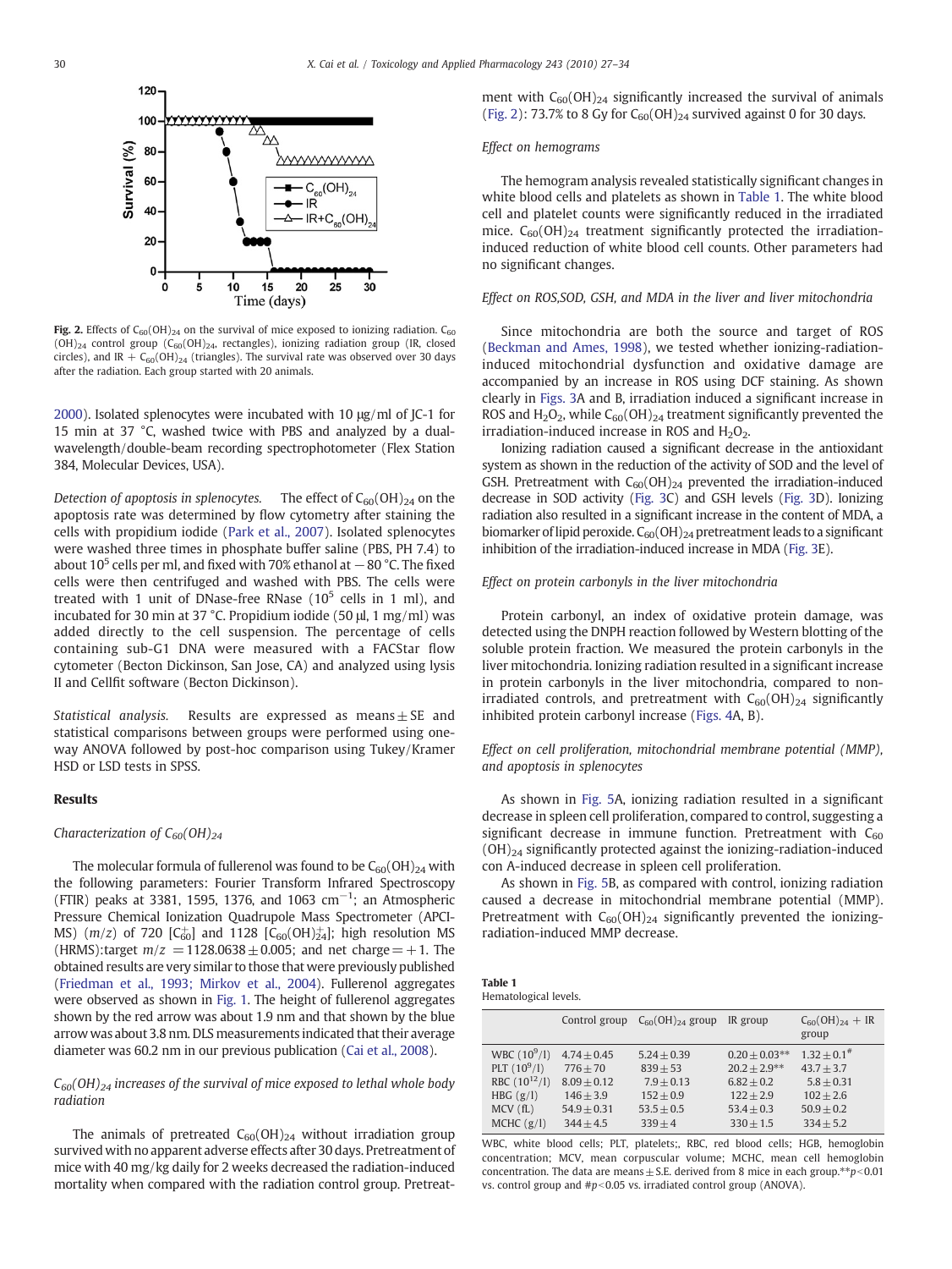Fig. 2. Effects of $C_{60}(OH)_{24}$ on the survival of mice exposed to ionizing radiation. $C_{60}(OH)_{24}$ control group ($C_{60}(OH)_{24}$, rectangles), ionizing radiation group (IR, closed circles), and IR + $C_{60}(OH)_{24}$ (triangles). The survival rate was observed over 30 days after the radiation. Each group started with 20 animals.

2000). Isolated splenocytes were incubated with 10 μg/ml of JC-1 for 15 min at 37 °C, washed twice with PBS and analyzed by a dual-wavelength/double-beam recording spectrophotometer (Flex Station 384, Molecular Devices, USA).

*Detection of apoptosis in splenocytes.* The effect of $C_{60}(OH)_{24}$ on the apoptosis rate was determined by flow cytometry after staining the cells with propidium iodide (Park et al., 2007). Isolated splenocytes were washed three times in phosphate buffer saline (PBS, PH 7.4) to about $10^5$ cells per ml, and fixed with 70% ethanol at −80 °C. The fixed cells were then centrifuged and washed with PBS. The cells were treated with 1 unit of DNase-free RNase ($10^5$ cells in 1 ml), and incubated for 30 min at 37 °C. Propidium iodide (50 μl, 1 mg/ml) was added directly to the cell suspension. The percentage of cells containing sub-G1 DNA were measured with a FACStar flow cytometer (Becton Dickinson, San Jose, CA) and analyzed using lysis II and Cellfit software (Becton Dickinson).

*Statistical analysis.* Results are expressed as means ± SE and statistical comparisons between groups were performed using one-way ANOVA followed by post-hoc comparison using Tukey/Kramer HSD or LSD tests in SPSS.

## Results

### Characterization of $C_{60}(OH)_{24}$

The molecular formula of fullerenol was found to be $C_{60}(OH)_{24}$ with the following parameters: Fourier Transform Infrared Spectroscopy (FTIR) peaks at 3381, 1595, 1376, and 1063 $cm^{-1}$; an Atmospheric Pressure Chemical Ionization Quadrupole Mass Spectrometer (APCI-MS) ($m/z$) of 720 [$C_{60}^{+}$] and 1128 [$C_{60}(OH)_{24}^{+}$]; high resolution MS (HRMS):target $m/z$ = 1128.0638 ± 0.005; and net charge = +1. The obtained results are very similar to those that were previously published (Friedman et al., 1993; Mirkov et al., 2004). Fullerenol aggregates were observed as shown in Fig. 1. The height of fullerenol aggregates shown by the red arrow was about 1.9 nm and that shown by the blue arrow was about 3.8 nm. DLS measurements indicated that their average diameter was 60.2 nm in our previous publication (Cai et al., 2008).

### $C_{60}(OH)_{24}$ increases of the survival of mice exposed to lethal whole body radiation

The animals of pretreated $C_{60}(OH)_{24}$ without irradiation group survived with no apparent adverse effects after 30 days. Pretreatment of mice with 40 mg/kg daily for 2 weeks decreased the radiation-induced mortality when compared with the radiation control group. Pretreatment with $C_{60}(OH)_{24}$ significantly increased the survival of animals (Fig. 2): 73.7% to 8 Gy for $C_{60}(OH)_{24}$ survived against 0 for 30 days.

### Effect on hemograms

The hemogram analysis revealed statistically significant changes in white blood cells and platelets as shown in Table 1. The white blood cell and platelet counts were significantly reduced in the irradiated mice. $C_{60}(OH)_{24}$ treatment significantly protected the irradiation-induced reduction of white blood cell counts. Other parameters had no significant changes.

### Effect on ROS,SOD, GSH, and MDA in the liver and liver mitochondria

Since mitochondria are both the source and target of ROS (Beckman and Ames, 1998), we tested whether ionizing-radiation-induced mitochondrial dysfunction and oxidative damage are accompanied by an increase in ROS using DCF staining. As shown clearly in Figs. 3A and B, irradiation induced a significant increase in ROS and $H_2O_2$, while $C_{60}(OH)_{24}$ treatment significantly prevented the irradiation-induced increase in ROS and $H_2O_2$.

Ionizing radiation caused a significant decrease in the antioxidant system as shown in the reduction of the activity of SOD and the level of GSH. Pretreatment with $C_{60}(OH)_{24}$ prevented the irradiation-induced decrease in SOD activity (Fig. 3C) and GSH levels (Fig. 3D). Ionizing radiation also resulted in a significant increase in the content of MDA, a biomarker of lipid peroxide. $C_{60}(OH)_{24}$ pretreatment leads to a significant inhibition of the irradiation-induced increase in MDA (Fig. 3E).

### Effect on protein carbonyls in the liver mitochondria

Protein carbonyl, an index of oxidative protein damage, was detected using the DNPH reaction followed by Western blotting of the soluble protein fraction. We measured the protein carbonyls in the liver mitochondria. Ionizing radiation resulted in a significant increase in protein carbonyls in the liver mitochondria, compared to non-irradiated controls, and pretreatment with $C_{60}(OH)_{24}$ significantly inhibited protein carbonyl increase (Figs. 4A, B).

### Effect on cell proliferation, mitochondrial membrane potential (MMP), and apoptosis in splenocytes

As shown in Fig. 5A, ionizing radiation resulted in a significant decrease in spleen cell proliferation, compared to control, suggesting a significant decrease in immune function. Pretreatment with $C_{60}(OH)_{24}$ significantly protected against the ionizing-radiation-induced con A-induced decrease in spleen cell proliferation.

As shown in Fig. 5B, as compared with control, ionizing radiation caused a decrease in mitochondrial membrane potential (MMP). Pretreatment with $C_{60}(OH)_{24}$ significantly prevented the ionizing-radiation-induced MMP decrease.

**Table 1**
Hematological levels.

| | Control group | $C_{60}(OH)_{24}$ group | IR group | $C_{60}(OH)_{24}$ + IR group |
|---|---|---|---|---|
| WBC ($10^9$/l) | 4.74 ± 0.45 | 5.24 ± 0.39 | 0.20 ± 0.03** | 1.32 ± 0.1# |
| PLT ($10^9$/l) | 776 ± 70 | 839 ± 53 | 20.2 ± 2.9** | 43.7 ± 3.7 |
| RBC ($10^{12}$/l) | 8.09 ± 0.12 | 7.9 ± 0.13 | 6.82 ± 0.2 | 5.8 ± 0.31 |
| HBG (g/l) | 146 ± 3.9 | 152 ± 0.9 | 122 ± 2.9 | 102 ± 2.6 |
| MCV (fL) | 54.9 ± 0.31 | 53.5 ± 0.5 | 53.4 ± 0.3 | 50.9 ± 0.2 |
| MCHC (g/l) | 344 ± 4.5 | 339 ± 4 | 330 ± 1.5 | 334 ± 5.2 |

WBC, white blood cells; PLT, platelets;, RBC, red blood cells; HGB, hemoglobin concentration; MCV, mean corpuscular volume; MCHC, mean cell hemoglobin concentration. The data are means ± S.E. derived from 8 mice in each group.**$p$<0.01 vs. control group and #$p$<0.05 vs. irradiated control group (ANOVA).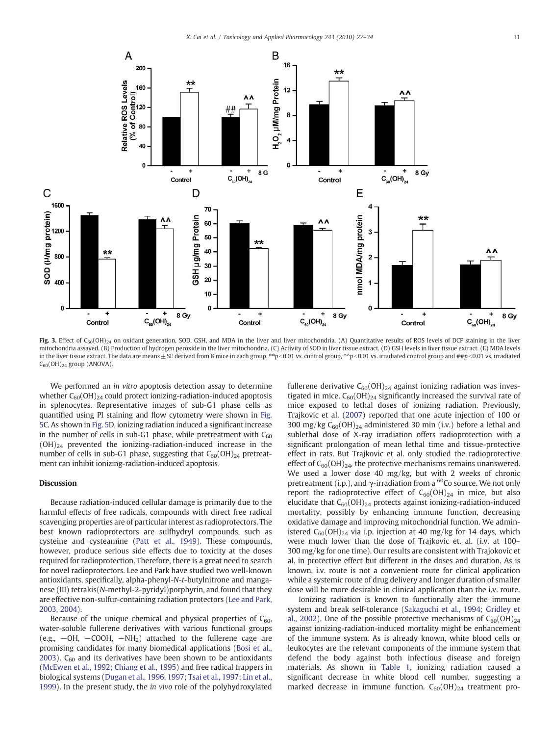**Fig. 3.** Effect of $C_{60}(OH)_{24}$ on oxidant generation, SOD, GSH, and MDA in the liver and liver mitochondria. (A) Quantitative results of ROS levels of DCF staining in the liver mitochondria assayed. (B) Production of hydrogen peroxide in the liver mitochondria. (C) Activity of SOD in liver tissue extract. (D) GSH levels in liver tissue extract. (E) MDA levels in the liver tissue extract. The data are means ± SE derived from 8 mice in each group. $^{**}p<0.01$ vs. control group, ^^$p<0.01$ vs. irradiated control group and ##$p<0.01$ vs. irradiated $C_{60}(OH)_{24}$ group (ANOVA).

We performed an *in vitro* apoptosis detection assay to determine whether $C_{60}(OH)_{24}$ could protect ionizing-radiation-induced apoptosis in splenocytes. Representative images of sub-G1 phase cells as quantified using PI staining and flow cytometry were shown in Fig. 5C. As shown in Fig. 5D, ionizing radiation induced a significant increase in the number of cells in sub-G1 phase, while pretreatment with $C_{60}(OH)_{24}$ prevented the ionizing-radiation-induced increase in the number of cells in sub-G1 phase, suggesting that $C_{60}(OH)_{24}$ pretreatment can inhibit ionizing-radiation-induced apoptosis.

## Discussion

Because radiation-induced cellular damage is primarily due to the harmful effects of free radicals, compounds with direct free radical scavenging properties are of particular interest as radioprotectors. The best known radioprotectors are sulfhydryl compounds, such as cysteine and cysteamine (Patt et al., 1949). These compounds, however, produce serious side effects due to toxicity at the doses required for radioprotection. Therefore, there is a great need to search for novel radioprotectors. Lee and Park have studied two well-known antioxidants, specifically, alpha-phenyl-*N*-*t*-butylnitrone and manganese (III) tetrakis(*N*-methyl-2-pyridyl)porphyrin, and found that they are effective non-sulfur-containing radiation protectors (Lee and Park, 2003, 2004).

Because of the unique chemical and physical properties of $C_{60}$, water-soluble fullerene derivatives with various functional groups (e.g., −OH, −COOH, $-NH_2$) attached to the fullerene cage are promising candidates for many biomedical applications (Bosi et al., 2003). $C_{60}$ and its derivatives have been shown to be antioxidants (McEwen et al., 1992; Chiang et al., 1995) and free radical trappers in biological systems (Dugan et al., 1996, 1997; Tsai et al., 1997; Lin et al., 1999). In the present study, the *in vivo* role of the polyhydroxylated fullerene derivative $C_{60}(OH)_{24}$ against ionizing radiation was investigated in mice. $C_{60}(OH)_{24}$ significantly increased the survival rate of mice exposed to lethal doses of ionizing radiation. Previously, Trajkovic et al. (2007) reported that one acute injection of 100 or 300 mg/kg $C_{60}(OH)_{24}$ administered 30 min (i.v.) before a lethal and sublethal dose of X-ray irradiation offers radioprotection with a significant prolongation of mean lethal time and tissue-protective effect in rats. But Trajkovic et al. only studied the radioprotective effect of $C_{60}(OH)_{24}$, the protective mechanisms remains unanswered. We used a lower dose 40 mg/kg, but with 2 weeks of chronic pretreatment (i.p.), and γ-irradiation from a $^{60}$Co source. We not only report the radioprotective effect of $C_{60}(OH)_{24}$ in mice, but also elucidate that $C_{60}(OH)_{24}$ protects against ionizing-radiation-induced mortality, possibly by enhancing immune function, decreasing oxidative damage and improving mitochondrial function. We administered $C_{60}(OH)_{24}$ via i.p. injection at 40 mg/kg for 14 days, which were much lower than the dose of Trajkovic et. al. (i.v. at 100–300 mg/kg for one time). Our results are consistent with Trajkovic et al. in protective effect but different in the doses and duration. As is known, i.v. route is not a convenient route for clinical application while a systemic route of drug delivery and longer duration of smaller dose will be more desirable in clinical application than the i.v. route.

Ionizing radiation is known to functionally alter the immune system and break self-tolerance (Sakaguchi et al., 1994; Gridley et al., 2002). One of the possible protective mechanisms of $C_{60}(OH)_{24}$ against ionizing-radiation-induced mortality might be enhancement of the immune system. As is already known, white blood cells or leukocytes are the relevant components of the immune system that defend the body against both infectious disease and foreign materials. As shown in Table 1, ionizing radiation caused a significant decrease in white blood cell number, suggesting a marked decrease in immune function. $C_{60}(OH)_{24}$ treatment pro-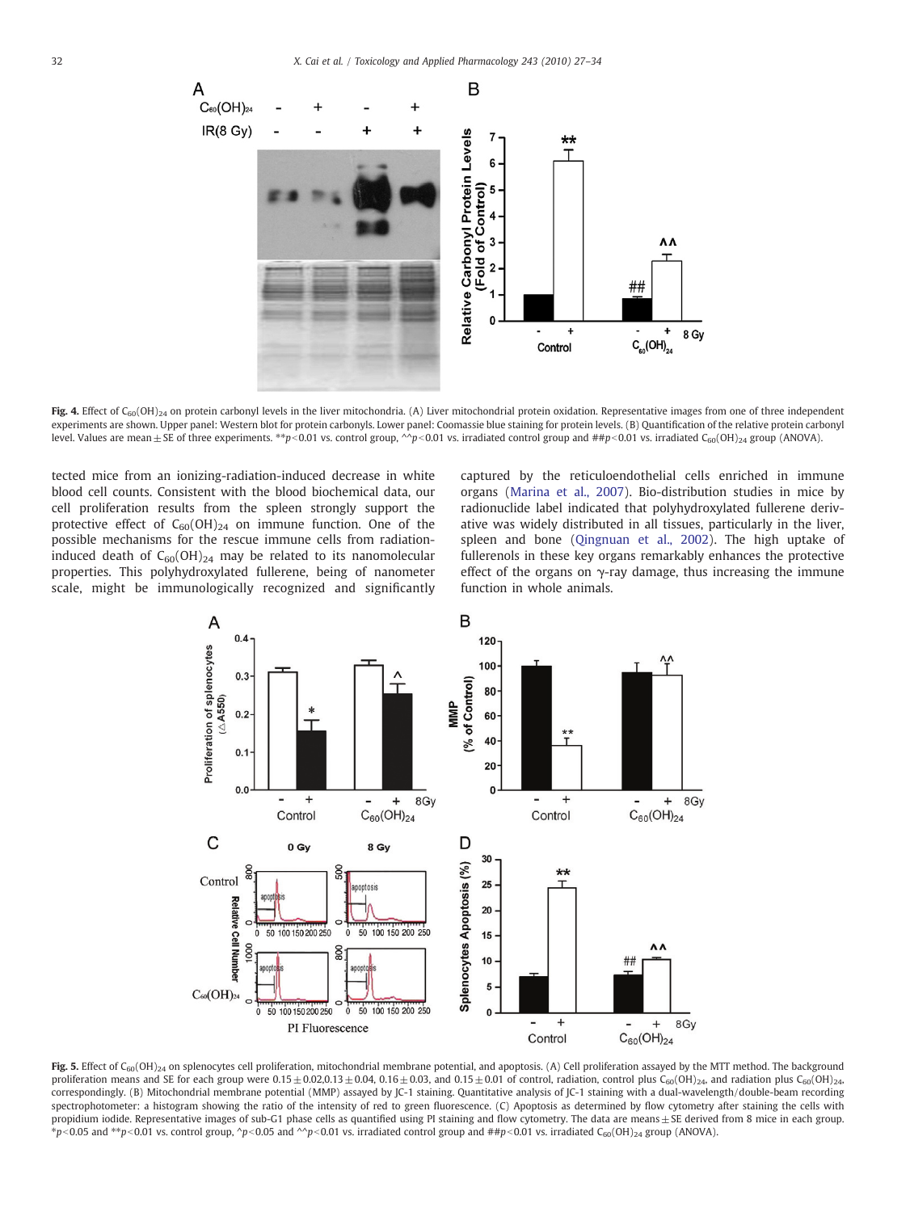**Fig. 4.** Effect of $C_{60}(OH)_{24}$ on protein carbonyl levels in the liver mitochondria. (A) Liver mitochondrial protein oxidation. Representative images from one of three independent experiments are shown. Upper panel: Western blot for protein carbonyls. Lower panel: Coomassie blue staining for protein levels. (B) Quantification of the relative protein carbonyl level. Values are mean ± SE of three experiments. ** $p < 0.01$ vs. control group, ^^ $p < 0.01$ vs. irradiated control group and ## $p < 0.01$ vs. irradiated $C_{60}(OH)_{24}$ group (ANOVA).

tected mice from an ionizing-radiation-induced decrease in white blood cell counts. Consistent with the blood biochemical data, our cell proliferation results from the spleen strongly support the protective effect of $C_{60}(OH)_{24}$ on immune function. One of the possible mechanisms for the rescue immune cells from radiation-induced death of $C_{60}(OH)_{24}$ may be related to its nanomolecular properties. This polyhydroxylated fullerene, being of nanometer scale, might be immunologically recognized and significantly captured by the reticuloendothelial cells enriched in immune organs (Marina et al., 2007). Bio-distribution studies in mice by radionuclide label indicated that polyhydroxylated fullerene derivative was widely distributed in all tissues, particularly in the liver, spleen and bone (Qingnuan et al., 2002). The high uptake of fullerenols in these key organs remarkably enhances the protective effect of the organs on γ-ray damage, thus increasing the immune function in whole animals.

**Fig. 5.** Effect of $C_{60}(OH)_{24}$ on splenocytes cell proliferation, mitochondrial membrane potential, and apoptosis. (A) Cell proliferation assayed by the MTT method. The background proliferation means and SE for each group were 0.15 ± 0.02, 0.13 ± 0.04, 0.16 ± 0.03, and 0.15 ± 0.01 of control, radiation, control plus $C_{60}(OH)_{24}$, and radiation plus $C_{60}(OH)_{24}$, correspondingly. (B) Mitochondrial membrane potential (MMP) assayed by JC-1 staining. Quantitative analysis of JC-1 staining with a dual-wavelength/double-beam recording spectrophotometer: a histogram showing the ratio of the intensity of red to green fluorescence. (C) Apoptosis as determined by flow cytometry after staining the cells with propidium iodide. Representative images of sub-G1 phase cells as quantified using PI staining and flow cytometry. The data are means ± SE derived from 8 mice in each group. * $p < 0.05$ and ** $p < 0.01$ vs. control group, ^ $p < 0.05$ and ^^ $p < 0.01$ vs. irradiated control group and ## $p < 0.01$ vs. irradiated $C_{60}(OH)_{24}$ group (ANOVA).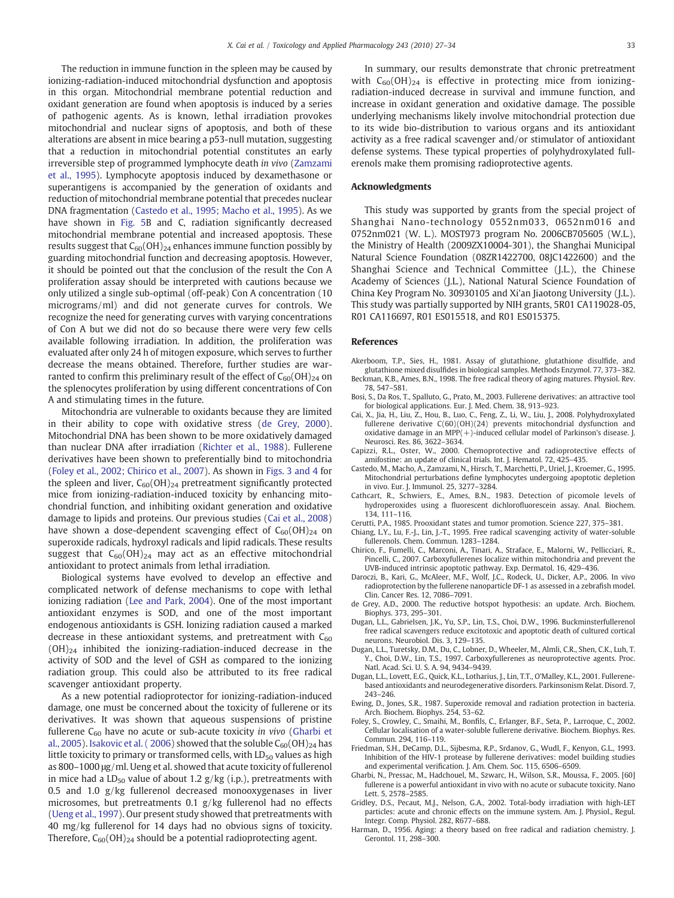The reduction in immune function in the spleen may be caused by ionizing-radiation-induced mitochondrial dysfunction and apoptosis in this organ. Mitochondrial membrane potential reduction and oxidant generation are found when apoptosis is induced by a series of pathogenic agents. As is known, lethal irradiation provokes mitochondrial and nuclear signs of apoptosis, and both of these alterations are absent in mice bearing a p53-null mutation, suggesting that a reduction in mitochondrial potential constitutes an early irreversible step of programmed lymphocyte death *in vivo* (Zamzami et al., 1995). Lymphocyte apoptosis induced by dexamethasone or superantigens is accompanied by the generation of oxidants and reduction of mitochondrial membrane potential that precedes nuclear DNA fragmentation (Castedo et al., 1995; Macho et al., 1995). As we have shown in Fig. 5B and C, radiation significantly decreased mitochondrial membrane potential and increased apoptosis. These results suggest that $C_{60}(OH)_{24}$ enhances immune function possibly by guarding mitochondrial function and decreasing apoptosis. However, it should be pointed out that the conclusion of the result the Con A proliferation assay should be interpreted with cautions because we only utilized a single sub-optimal (off-peak) Con A concentration (10 micrograms/ml) and did not generate curves for controls. We recognize the need for generating curves with varying concentrations of Con A but we did not do so because there were very few cells available following irradiation. In addition, the proliferation was evaluated after only 24 h of mitogen exposure, which serves to further decrease the means obtained. Therefore, further studies are warranted to confirm this preliminary result of the effect of $C_{60}(OH)_{24}$ on the splenocytes proliferation by using different concentrations of Con A and stimulating times in the future.

Mitochondria are vulnerable to oxidants because they are limited in their ability to cope with oxidative stress (de Grey, 2000). Mitochondrial DNA has been shown to be more oxidatively damaged than nuclear DNA after irradiation (Richter et al., 1988). Fullerene derivatives have been shown to preferentially bind to mitochondria (Foley et al., 2002; Chirico et al., 2007). As shown in Figs. 3 and 4 for the spleen and liver, $C_{60}(OH)_{24}$ pretreatment significantly protected mice from ionizing-radiation-induced toxicity by enhancing mitochondrial function, and inhibiting oxidant generation and oxidative damage to lipids and proteins. Our previous studies (Cai et al., 2008) have shown a dose-dependent scavenging effect of $C_{60}(OH)_{24}$ on superoxide radicals, hydroxyl radicals and lipid radicals. These results suggest that $C_{60}(OH)_{24}$ may act as an effective mitochondrial antioxidant to protect animals from lethal irradiation.

Biological systems have evolved to develop an effective and complicated network of defense mechanisms to cope with lethal ionizing radiation (Lee and Park, 2004). One of the most important antioxidant enzymes is SOD, and one of the most important endogenous antioxidants is GSH. Ionizing radiation caused a marked decrease in these antioxidant systems, and pretreatment with $C_{60}(OH)_{24}$ inhibited the ionizing-radiation-induced decrease in the activity of SOD and the level of GSH as compared to the ionizing radiation group. This could also be attributed to its free radical scavenger antioxidant property.

As a new potential radioprotector for ionizing-radiation-induced damage, one must be concerned about the toxicity of fullerene or its derivatives. It was shown that aqueous suspensions of pristine fullerene $C_{60}$ have no acute or sub-acute toxicity *in vivo* (Gharbi et al., 2005). Isakovic et al. ( 2006) showed that the soluble $C_{60}(OH)_{24}$ has little toxicity to primary or transformed cells, with $LD_{50}$ values as high as 800–1000 μg/ml. Ueng et al. showed that acute toxicity of fullerenol in mice had a $LD_{50}$ value of about 1.2 g/kg (i.p.), pretreatments with 0.5 and 1.0 g/kg fullerenol decreased monooxygenases in liver microsomes, but pretreatments 0.1 g/kg fullerenol had no effects (Ueng et al., 1997). Our present study showed that pretreatments with 40 mg/kg fullerenol for 14 days had no obvious signs of toxicity. Therefore, $C_{60}(OH)_{24}$ should be a potential radioprotecting agent.

In summary, our results demonstrate that chronic pretreatment with $C_{60}(OH)_{24}$ is effective in protecting mice from ionizing-radiation-induced decrease in survival and immune function, and increase in oxidant generation and oxidative damage. The possible underlying mechanisms likely involve mitochondrial protection due to its wide bio-distribution to various organs and its antioxidant activity as a free radical scavenger and/or stimulator of antioxidant defense systems. These typical properties of polyhydroxylated fullerenols make them promising radioprotective agents.

## Acknowledgments

This study was supported by grants from the special project of Shanghai Nano-technology 0552nm033, 0652nm016 and 0752nm021 (W. L.). MOST973 program No. 2006CB705605 (W.L.), the Ministry of Health (2009ZX10004-301), the Shanghai Municipal Natural Science Foundation (08ZR1422700, 08JC1422600) and the Shanghai Science and Technical Committee (J.L.), the Chinese Academy of Sciences (J.L.), National Natural Science Foundation of China Key Program No. 30930105 and Xi'an Jiaotong University (J.L.). This study was partially supported by NIH grants, 5R01 CA119028-05, R01 CA116697, R01 ES015518, and R01 ES015375.

## References

Akerboom, T.P., Sies, H., 1981. Assay of glutathione, glutathione disulfide, and glutathione mixed disulfides in biological samples. Methods Enzymol. 77, 373–382.

Beckman, K.B., Ames, B.N., 1998. The free radical theory of aging matures. Physiol. Rev. 78, 547–581.

Bosi, S., Da Ros, T., Spalluto, G., Prato, M., 2003. Fullerene derivatives: an attractive tool for biological applications. Eur. J. Med. Chem. 38, 913–923.

Cai, X., Jia, H., Liu, Z., Hou, B., Luo, C., Feng, Z., Li, W., Liu, J., 2008. Polyhydroxylated fullerene derivative C(60)(OH)(24) prevents mitochondrial dysfunction and oxidative damage in an MPP(+)-induced cellular model of Parkinson's disease. J. Neurosci. Res. 86, 3622–3634.

Capizzi, R.L., Oster, W., 2000. Chemoprotective and radioprotective effects of amifostine: an update of clinical trials. Int. J. Hematol. 72, 425–435.

Castedo, M., Macho, A., Zamzami, N., Hirsch, T., Marchetti, P., Uriel, J., Kroemer, G., 1995. Mitochondrial perturbations define lymphocytes undergoing apoptotic depletion in vivo. Eur. J. Immunol. 25, 3277–3284.

Cathcart, R., Schwiers, E., Ames, B.N., 1983. Detection of picomole levels of hydroperoxides using a fluorescent dichlorofluorescein assay. Anal. Biochem. 134, 111–116.

Cerutti, P.A., 1985. Prooxidant states and tumor promotion. Science 227, 375–381.

Chiang, L.Y., Lu, F.-J., Lin, J.-T., 1995. Free radical scavenging activity of water-soluble fullerenols. Chem. Commun. 1283–1284.

Chirico, F., Fumelli, C., Marconi, A., Tinari, A., Straface, E., Malorni, W., Pellicciari, R., Pincelli, C., 2007. Carboxyfullerenes localize within mitochondria and prevent the UVB-induced intrinsic apoptotic pathway. Exp. Dermatol. 16, 429–436.

Daroczi, B., Kari, G., McAleer, M.F., Wolf, J.C., Rodeck, U., Dicker, A.P., 2006. In vivo radioprotection by the fullerene nanoparticle DF-1 as assessed in a zebrafish model. Clin. Cancer Res. 12, 7086–7091.

de Grey, A.D., 2000. The reductive hotspot hypothesis: an update. Arch. Biochem. Biophys. 373, 295–301.

Dugan, L.L., Gabrielsen, J.K., Yu, S.P., Lin, T.S., Choi, D.W., 1996. Buckminsterfullerenol free radical scavengers reduce excitotoxic and apoptotic death of cultured cortical neurons. Neurobiol. Dis. 3, 129–135.

Dugan, L.L., Turetsky, D.M., Du, C., Lobner, D., Wheeler, M., Almli, C.R., Shen, C.K., Luh, T. Y., Choi, D.W., Lin, T.S., 1997. Carboxyfullerenes as neuroprotective agents. Proc. Natl. Acad. Sci. U. S. A. 94, 9434–9439.

Dugan, L.L., Lovett, E.G., Quick, K.L., Lotharius, J., Lin, T.T., O'Malley, K.L., 2001. Fullerene-based antioxidants and neurodegenerative disorders. Parkinsonism Relat. Disord. 7, 243–246.

Ewing, D., Jones, S.R., 1987. Superoxide removal and radiation protection in bacteria. Arch. Biochem. Biophys. 254, 53–62.

Foley, S., Crowley, C., Smaihi, M., Bonfils, C., Erlanger, B.F., Seta, P., Larroque, C., 2002. Cellular localisation of a water-soluble fullerene derivative. Biochem. Biophys. Res. Commun. 294, 116–119.

Friedman, S.H., DeCamp, D.L., Sijbesma, R.P., Srdanov, G., Wudl, F., Kenyon, G.L., 1993. Inhibition of the HIV-1 protease by fullerene derivatives: model building studies and experimental verification. J. Am. Chem. Soc. 115, 6506–6509.

Gharbi, N., Pressac, M., Hadchouel, M., Szwarc, H., Wilson, S.R., Moussa, F., 2005. [60] fullerene is a powerful antioxidant in vivo with no acute or subacute toxicity. Nano Lett. 5, 2578–2585.

Gridley, D.S., Pecaut, M.J., Nelson, G.A., 2002. Total-body irradiation with high-LET particles: acute and chronic effects on the immune system. Am. J. Physiol., Regul. Integr. Comp. Physiol. 282, R677–688.

Harman, D., 1956. Aging: a theory based on free radical and radiation chemistry. J. Gerontol. 11, 298–300.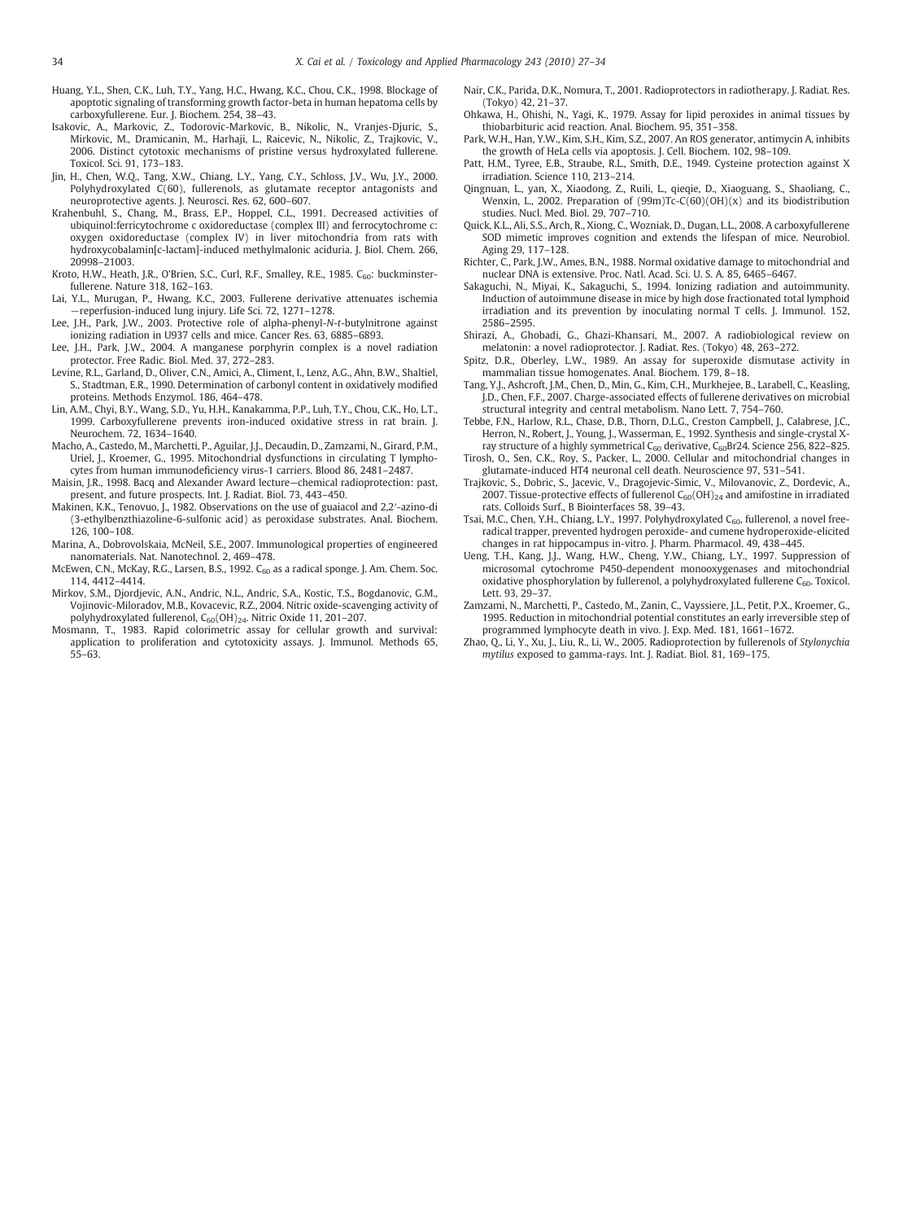Huang, Y.L., Shen, C.K., Luh, T.Y., Yang, H.C., Hwang, K.C., Chou, C.K., 1998. Blockage of apoptotic signaling of transforming growth factor-beta in human hepatoma cells by carboxyfullerene. Eur. J. Biochem. 254, 38–43.

Isakovic, A., Markovic, Z., Todorovic-Markovic, B., Nikolic, N., Vranjes-Djuric, S., Mirkovic, M., Dramicanin, M., Harhaji, L., Raicevic, N., Nikolic, Z., Trajkovic, V., 2006. Distinct cytotoxic mechanisms of pristine versus hydroxylated fullerene. Toxicol. Sci. 91, 173–183.

Jin, H., Chen, W.Q., Tang, X.W., Chiang, L.Y., Yang, C.Y., Schloss, J.V., Wu, J.Y., 2000. Polyhydroxylated C(60), fullerenols, as glutamate receptor antagonists and neuroprotective agents. J. Neurosci. Res. 62, 600–607.

Krahenbuhl, S., Chang, M., Brass, E.P., Hoppel, C.L., 1991. Decreased activities of ubiquinol:ferricytochrome c oxidoreductase (complex III) and ferrocytochrome c: oxygen oxidoreductase (complex IV) in liver mitochondria from rats with hydroxycobalamin[c-lactam]-induced methylmalonic aciduria. J. Biol. Chem. 266, 20998–21003.

Kroto, H.W., Heath, J.R., O'Brien, S.C., Curl, R.F., Smalley, R.E., 1985. $C_{60}$: buckminsterfullerene. Nature 318, 162–163.

Lai, Y.L., Murugan, P., Hwang, K.C., 2003. Fullerene derivative attenuates ischemia—reperfusion-induced lung injury. Life Sci. 72, 1271–1278.

Lee, J.H., Park, J.W., 2003. Protective role of alpha-phenyl-*N*-*t*-butylnitrone against ionizing radiation in U937 cells and mice. Cancer Res. 63, 6885–6893.

Lee, J.H., Park, J.W., 2004. A manganese porphyrin complex is a novel radiation protector. Free Radic. Biol. Med. 37, 272–283.

Levine, R.L., Garland, D., Oliver, C.N., Amici, A., Climent, I., Lenz, A.G., Ahn, B.W., Shaltiel, S., Stadtman, E.R., 1990. Determination of carbonyl content in oxidatively modified proteins. Methods Enzymol. 186, 464–478.

Lin, A.M., Chyi, B.Y., Wang, S.D., Yu, H.H., Kanakamma, P.P., Luh, T.Y., Chou, C.K., Ho, L.T., 1999. Carboxyfullerene prevents iron-induced oxidative stress in rat brain. J. Neurochem. 72, 1634–1640.

Macho, A., Castedo, M., Marchetti, P., Aguilar, J.J., Decaudin, D., Zamzami, N., Girard, P.M., Uriel, J., Kroemer, G., 1995. Mitochondrial dysfunctions in circulating T lymphocytes from human immunodeficiency virus-1 carriers. Blood 86, 2481–2487.

Maisin, J.R., 1998. Bacq and Alexander Award lecture—chemical radioprotection: past, present, and future prospects. Int. J. Radiat. Biol. 73, 443–450.

Makinen, K.K., Tenovuo, J., 1982. Observations on the use of guaiacol and 2,2′-azino-di (3-ethylbenzthiazoline-6-sulfonic acid) as peroxidase substrates. Anal. Biochem. 126, 100–108.

Marina, A., Dobrovolskaia, McNeil, S.E., 2007. Immunological properties of engineered nanomaterials. Nat. Nanotechnol. 2, 469–478.

McEwen, C.N., McKay, R.G., Larsen, B.S., 1992. $C_{60}$ as a radical sponge. J. Am. Chem. Soc. 114, 4412–4414.

Mirkov, S.M., Djordjevic, A.N., Andric, N.L., Andric, S.A., Kostic, T.S., Bogdanovic, G.M., Vojinovic-Miloradov, M.B., Kovacevic, R.Z., 2004. Nitric oxide-scavenging activity of polyhydroxylated fullerenol, $C_{60}(OH)_{24}$. Nitric Oxide 11, 201–207.

Mosmann, T., 1983. Rapid colorimetric assay for cellular growth and survival: application to proliferation and cytotoxicity assays. J. Immunol. Methods 65, 55–63.

Nair, C.K., Parida, D.K., Nomura, T., 2001. Radioprotectors in radiotherapy. J. Radiat. Res. (Tokyo) 42, 21–37.

Ohkawa, H., Ohishi, N., Yagi, K., 1979. Assay for lipid peroxides in animal tissues by thiobarbituric acid reaction. Anal. Biochem. 95, 351–358.

Park, W.H., Han, Y.W., Kim, S.H., Kim, S.Z., 2007. An ROS generator, antimycin A, inhibits the growth of HeLa cells via apoptosis. J. Cell. Biochem. 102, 98–109.

Patt, H.M., Tyree, E.B., Straube, R.L., Smith, D.E., 1949. Cysteine protection against X irradiation. Science 110, 213–214.

Qingnuan, L., yan, X., Xiaodong, Z., Ruili, L., qieqie, D., Xiaoguang, S., Shaoliang, C., Wenxin, L., 2002. Preparation of (99m)Tc-C(60)(OH)(x) and its biodistribution studies. Nucl. Med. Biol. 29, 707–710.

Quick, K.L., Ali, S.S., Arch, R., Xiong, C., Wozniak, D., Dugan, L.L., 2008. A carboxyfullerene SOD mimetic improves cognition and extends the lifespan of mice. Neurobiol. Aging 29, 117–128.

Richter, C., Park, J.W., Ames, B.N., 1988. Normal oxidative damage to mitochondrial and nuclear DNA is extensive. Proc. Natl. Acad. Sci. U. S. A. 85, 6465–6467.

Sakaguchi, N., Miyai, K., Sakaguchi, S., 1994. Ionizing radiation and autoimmunity. Induction of autoimmune disease in mice by high dose fractionated total lymphoid irradiation and its prevention by inoculating normal T cells. J. Immunol. 152, 2586–2595.

Shirazi, A., Ghobadi, G., Ghazi-Khansari, M., 2007. A radiobiological review on melatonin: a novel radioprotector. J. Radiat. Res. (Tokyo) 48, 263–272.

Spitz, D.R., Oberley, L.W., 1989. An assay for superoxide dismutase activity in mammalian tissue homogenates. Anal. Biochem. 179, 8–18.

Tang, Y.J., Ashcroft, J.M., Chen, D., Min, G., Kim, C.H., Murkhejee, B., Larabell, C., Keasling, J.D., Chen, F.F., 2007. Charge-associated effects of fullerene derivatives on microbial structural integrity and central metabolism. Nano Lett. 7, 754–760.

Tebbe, F.N., Harlow, R.L., Chase, D.B., Thorn, D.L.G., Creston Campbell, J., Calabrese, J.C., Herron, N., Robert, J., Young, J., Wasserman, E., 1992. Synthesis and single-crystal X-ray structure of a highly symmetrical $C_{60}$ derivative, $C_{60}Br24$. Science 256, 822–825.

Tirosh, O., Sen, C.K., Roy, S., Packer, L., 2000. Cellular and mitochondrial changes in glutamate-induced HT4 neuronal cell death. Neuroscience 97, 531–541.

Trajkovic, S., Dobric, S., Jacevic, V., Dragojevic-Simic, V., Milovanovic, Z., Dordevic, A., 2007. Tissue-protective effects of fullerenol $C_{60}(OH)_{24}$ and amifostine in irradiated rats. Colloids Surf., B Biointerfaces 58, 39–43.

Tsai, M.C., Chen, Y.H., Chiang, L.Y., 1997. Polyhydroxylated $C_{60}$, fullerenol, a novel free-radical trapper, prevented hydrogen peroxide- and cumene hydroperoxide-elicited changes in rat hippocampus in-vitro. J. Pharm. Pharmacol. 49, 438–445.

Ueng, T.H., Kang, J.J., Wang, H.W., Cheng, Y.W., Chiang, L.Y., 1997. Suppression of microsomal cytochrome P450-dependent monooxygenases and mitochondrial oxidative phosphorylation by fullerenol, a polyhydroxylated fullerene $C_{60}$. Toxicol. Lett. 93, 29–37.

Zamzami, N., Marchetti, P., Castedo, M., Zanin, C., Vayssiere, J.L., Petit, P.X., Kroemer, G., 1995. Reduction in mitochondrial potential constitutes an early irreversible step of programmed lymphocyte death in vivo. J. Exp. Med. 181, 1661–1672.

Zhao, Q., Li, Y., Xu, J., Liu, R., Li, W., 2005. Radioprotection by fullerenols of *Stylonychia mytilus* exposed to gamma-rays. Int. J. Radiat. Biol. 81, 169–175.